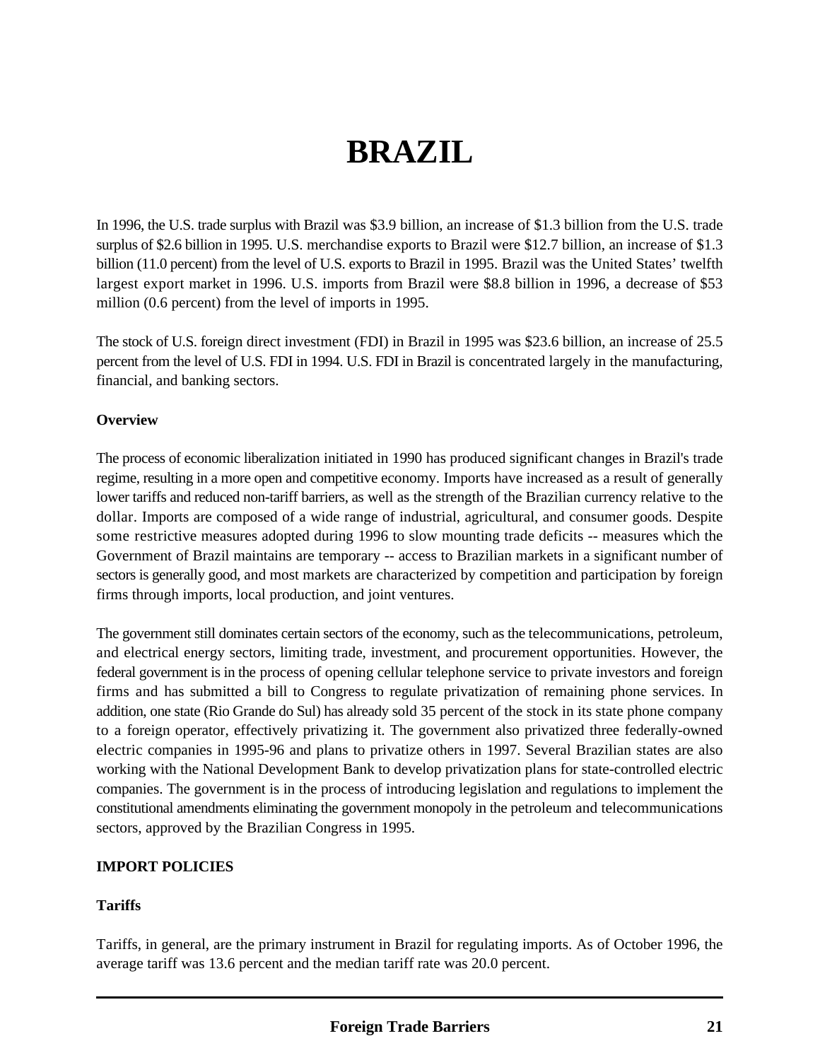# BRAZIL

In 1996, the U.S. trade surplus with Brazil was $3.9 billion, an increase of $1.3 billion from the U.S. trade surplus of $2.6 billion in 1995. U.S. merchandise exports to Brazil were $12.7 billion, an increase of $1.3 billion (11.0 percent) from the level of U.S. exports to Brazil in 1995. Brazil was the United States' twelfth largest export market in 1996. U.S. imports from Brazil were $8.8 billion in 1996, a decrease of $53 million (0.6 percent) from the level of imports in 1995.

The stock of U.S. foreign direct investment (FDI) in Brazil in 1995 was $23.6 billion, an increase of 25.5 percent from the level of U.S. FDI in 1994. U.S. FDI in Brazil is concentrated largely in the manufacturing, financial, and banking sectors.

**Overview**

The process of economic liberalization initiated in 1990 has produced significant changes in Brazil's trade regime, resulting in a more open and competitive economy. Imports have increased as a result of generally lower tariffs and reduced non-tariff barriers, as well as the strength of the Brazilian currency relative to the dollar. Imports are composed of a wide range of industrial, agricultural, and consumer goods. Despite some restrictive measures adopted during 1996 to slow mounting trade deficits -- measures which the Government of Brazil maintains are temporary -- access to Brazilian markets in a significant number of sectors is generally good, and most markets are characterized by competition and participation by foreign firms through imports, local production, and joint ventures.

The government still dominates certain sectors of the economy, such as the telecommunications, petroleum, and electrical energy sectors, limiting trade, investment, and procurement opportunities. However, the federal government is in the process of opening cellular telephone service to private investors and foreign firms and has submitted a bill to Congress to regulate privatization of remaining phone services. In addition, one state (Rio Grande do Sul) has already sold 35 percent of the stock in its state phone company to a foreign operator, effectively privatizing it. The government also privatized three federally-owned electric companies in 1995-96 and plans to privatize others in 1997. Several Brazilian states are also working with the National Development Bank to develop privatization plans for state-controlled electric companies. The government is in the process of introducing legislation and regulations to implement the constitutional amendments eliminating the government monopoly in the petroleum and telecommunications sectors, approved by the Brazilian Congress in 1995.

## IMPORT POLICIES

**Tariffs**

Tariffs, in general, are the primary instrument in Brazil for regulating imports. As of October 1996, the average tariff was 13.6 percent and the median tariff rate was 20.0 percent.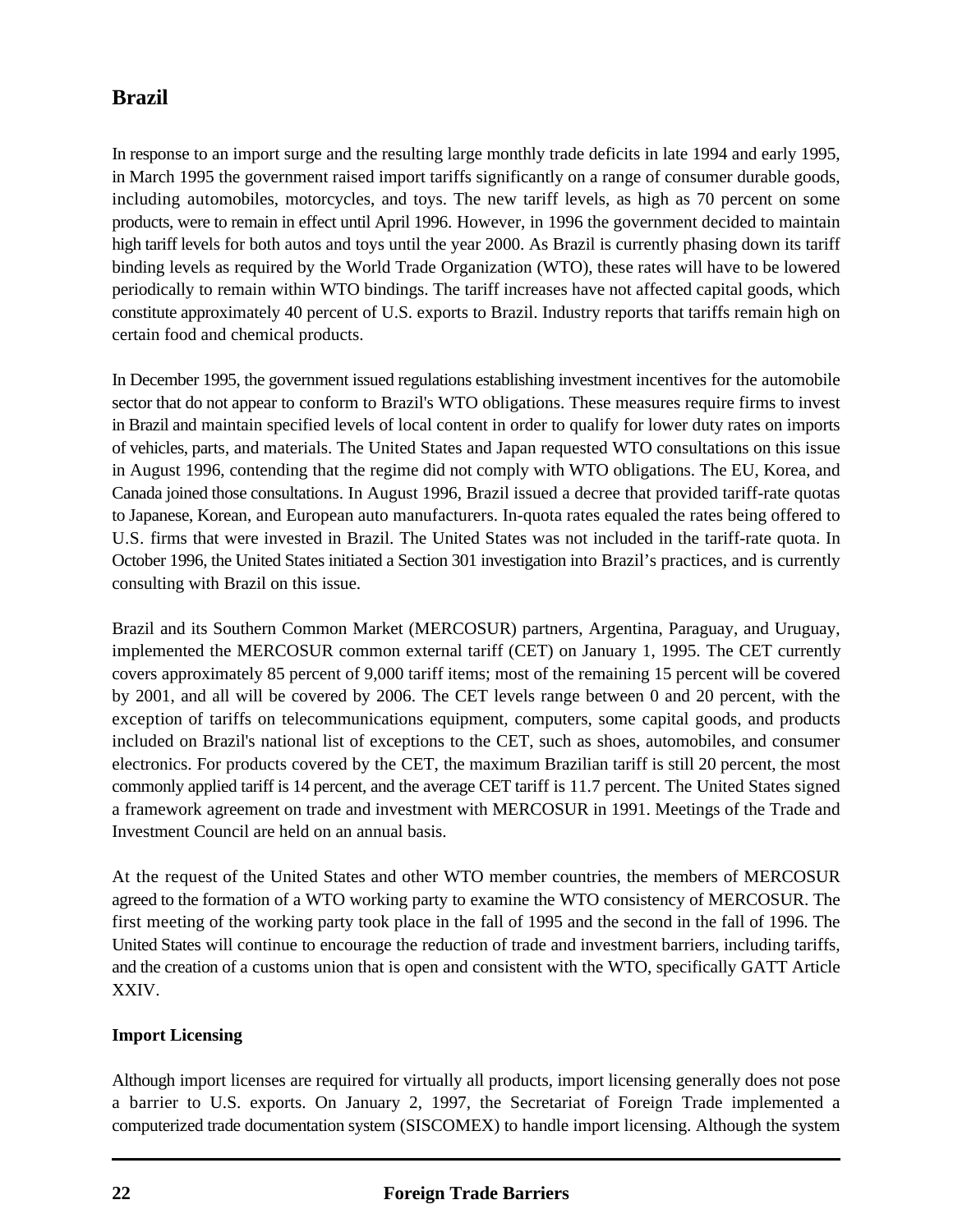## Brazil

In response to an import surge and the resulting large monthly trade deficits in late 1994 and early 1995, in March 1995 the government raised import tariffs significantly on a range of consumer durable goods, including automobiles, motorcycles, and toys. The new tariff levels, as high as 70 percent on some products, were to remain in effect until April 1996. However, in 1996 the government decided to maintain high tariff levels for both autos and toys until the year 2000. As Brazil is currently phasing down its tariff binding levels as required by the World Trade Organization (WTO), these rates will have to be lowered periodically to remain within WTO bindings. The tariff increases have not affected capital goods, which constitute approximately 40 percent of U.S. exports to Brazil. Industry reports that tariffs remain high on certain food and chemical products.

In December 1995, the government issued regulations establishing investment incentives for the automobile sector that do not appear to conform to Brazil's WTO obligations. These measures require firms to invest in Brazil and maintain specified levels of local content in order to qualify for lower duty rates on imports of vehicles, parts, and materials. The United States and Japan requested WTO consultations on this issue in August 1996, contending that the regime did not comply with WTO obligations. The EU, Korea, and Canada joined those consultations. In August 1996, Brazil issued a decree that provided tariff-rate quotas to Japanese, Korean, and European auto manufacturers. In-quota rates equaled the rates being offered to U.S. firms that were invested in Brazil. The United States was not included in the tariff-rate quota. In October 1996, the United States initiated a Section 301 investigation into Brazil's practices, and is currently consulting with Brazil on this issue.

Brazil and its Southern Common Market (MERCOSUR) partners, Argentina, Paraguay, and Uruguay, implemented the MERCOSUR common external tariff (CET) on January 1, 1995. The CET currently covers approximately 85 percent of 9,000 tariff items; most of the remaining 15 percent will be covered by 2001, and all will be covered by 2006. The CET levels range between 0 and 20 percent, with the exception of tariffs on telecommunications equipment, computers, some capital goods, and products included on Brazil's national list of exceptions to the CET, such as shoes, automobiles, and consumer electronics. For products covered by the CET, the maximum Brazilian tariff is still 20 percent, the most commonly applied tariff is 14 percent, and the average CET tariff is 11.7 percent. The United States signed a framework agreement on trade and investment with MERCOSUR in 1991. Meetings of the Trade and Investment Council are held on an annual basis.

At the request of the United States and other WTO member countries, the members of MERCOSUR agreed to the formation of a WTO working party to examine the WTO consistency of MERCOSUR. The first meeting of the working party took place in the fall of 1995 and the second in the fall of 1996. The United States will continue to encourage the reduction of trade and investment barriers, including tariffs, and the creation of a customs union that is open and consistent with the WTO, specifically GATT Article XXIV.

### Import Licensing

Although import licenses are required for virtually all products, import licensing generally does not pose a barrier to U.S. exports. On January 2, 1997, the Secretariat of Foreign Trade implemented a computerized trade documentation system (SISCOMEX) to handle import licensing. Although the system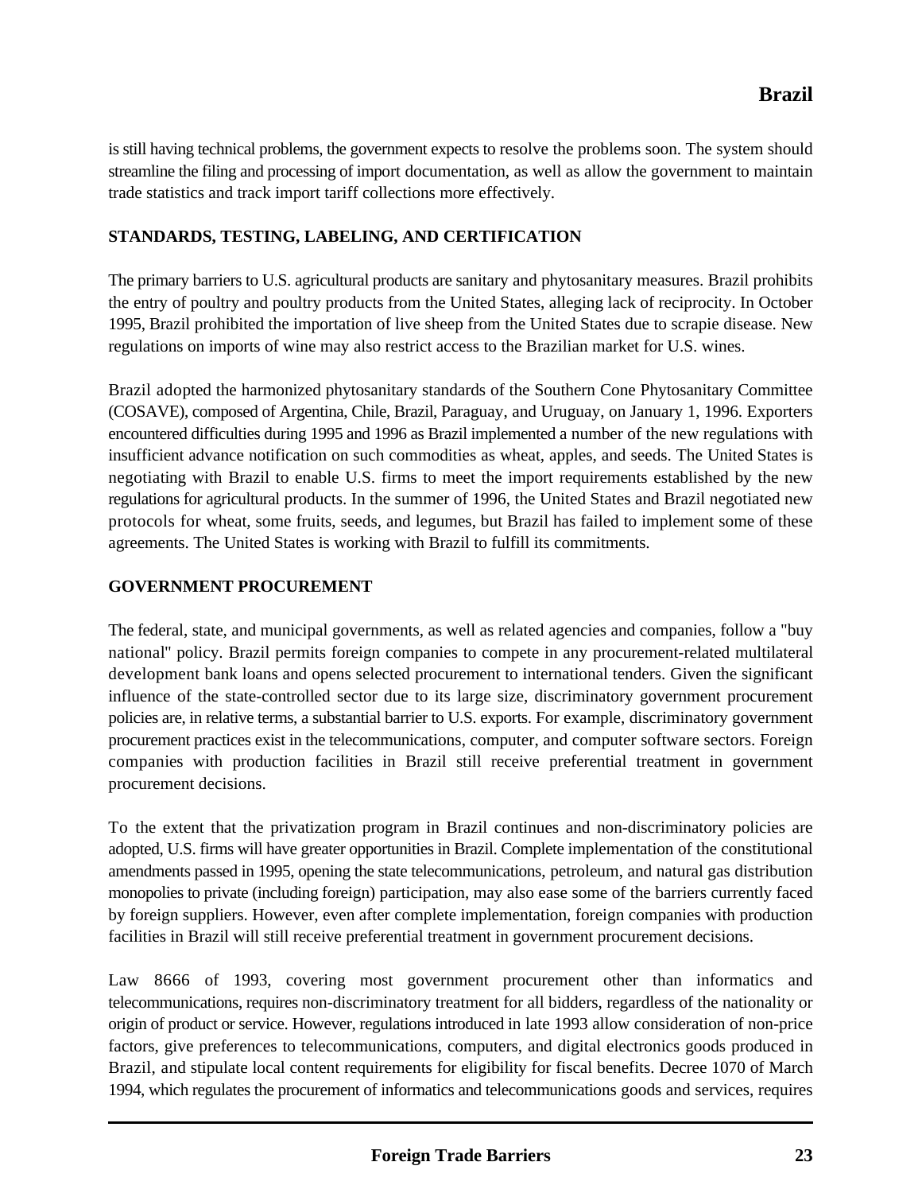is still having technical problems, the government expects to resolve the problems soon. The system should streamline the filing and processing of import documentation, as well as allow the government to maintain trade statistics and track import tariff collections more effectively.

## STANDARDS, TESTING, LABELING, AND CERTIFICATION

The primary barriers to U.S. agricultural products are sanitary and phytosanitary measures. Brazil prohibits the entry of poultry and poultry products from the United States, alleging lack of reciprocity. In October 1995, Brazil prohibited the importation of live sheep from the United States due to scrapie disease. New regulations on imports of wine may also restrict access to the Brazilian market for U.S. wines.

Brazil adopted the harmonized phytosanitary standards of the Southern Cone Phytosanitary Committee (COSAVE), composed of Argentina, Chile, Brazil, Paraguay, and Uruguay, on January 1, 1996. Exporters encountered difficulties during 1995 and 1996 as Brazil implemented a number of the new regulations with insufficient advance notification on such commodities as wheat, apples, and seeds. The United States is negotiating with Brazil to enable U.S. firms to meet the import requirements established by the new regulations for agricultural products. In the summer of 1996, the United States and Brazil negotiated new protocols for wheat, some fruits, seeds, and legumes, but Brazil has failed to implement some of these agreements. The United States is working with Brazil to fulfill its commitments.

## GOVERNMENT PROCUREMENT

The federal, state, and municipal governments, as well as related agencies and companies, follow a "buy national" policy. Brazil permits foreign companies to compete in any procurement-related multilateral development bank loans and opens selected procurement to international tenders. Given the significant influence of the state-controlled sector due to its large size, discriminatory government procurement policies are, in relative terms, a substantial barrier to U.S. exports. For example, discriminatory government procurement practices exist in the telecommunications, computer, and computer software sectors. Foreign companies with production facilities in Brazil still receive preferential treatment in government procurement decisions.

To the extent that the privatization program in Brazil continues and non-discriminatory policies are adopted, U.S. firms will have greater opportunities in Brazil. Complete implementation of the constitutional amendments passed in 1995, opening the state telecommunications, petroleum, and natural gas distribution monopolies to private (including foreign) participation, may also ease some of the barriers currently faced by foreign suppliers. However, even after complete implementation, foreign companies with production facilities in Brazil will still receive preferential treatment in government procurement decisions.

Law 8666 of 1993, covering most government procurement other than informatics and telecommunications, requires non-discriminatory treatment for all bidders, regardless of the nationality or origin of product or service. However, regulations introduced in late 1993 allow consideration of non-price factors, give preferences to telecommunications, computers, and digital electronics goods produced in Brazil, and stipulate local content requirements for eligibility for fiscal benefits. Decree 1070 of March 1994, which regulates the procurement of informatics and telecommunications goods and services, requires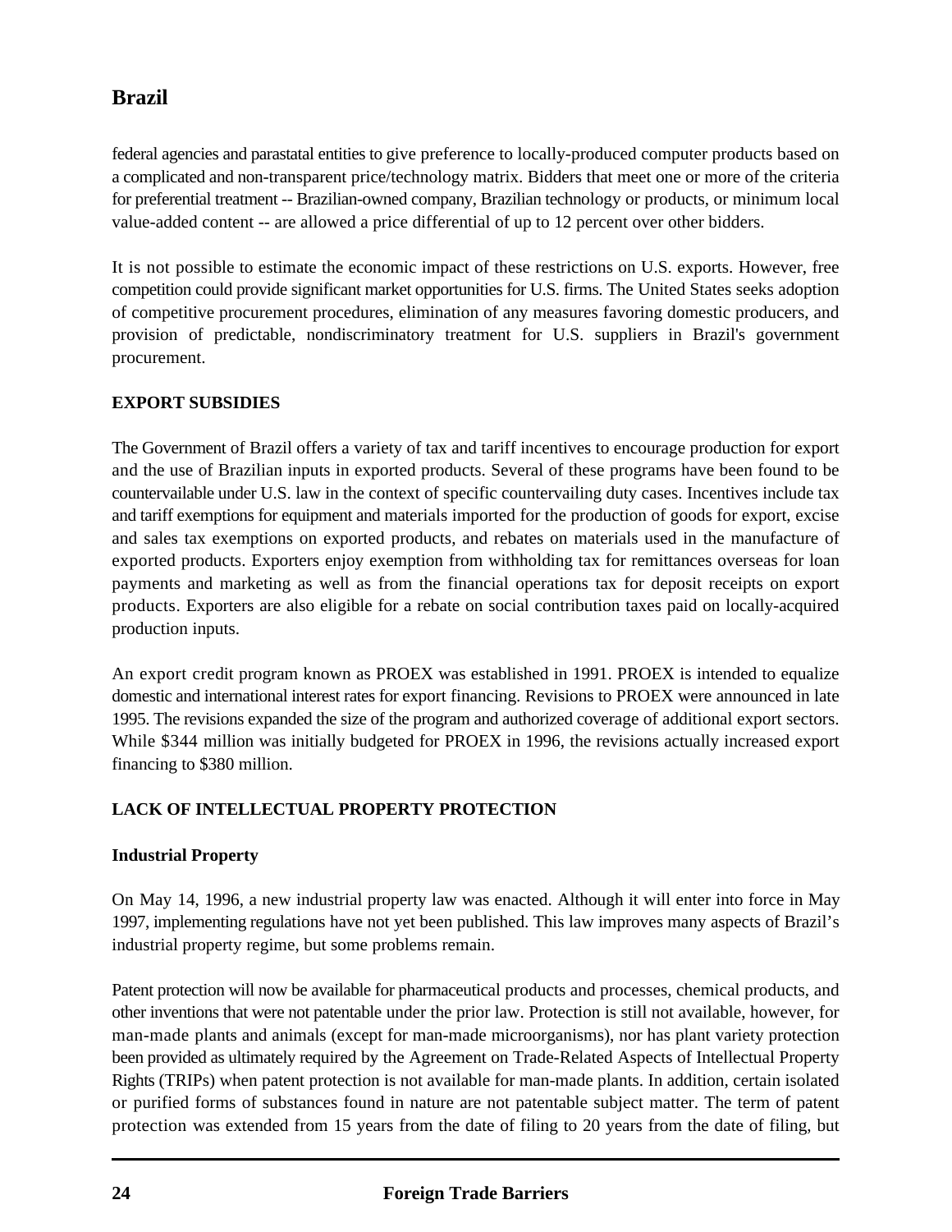federal agencies and parastatal entities to give preference to locally-produced computer products based on a complicated and non-transparent price/technology matrix. Bidders that meet one or more of the criteria for preferential treatment -- Brazilian-owned company, Brazilian technology or products, or minimum local value-added content -- are allowed a price differential of up to 12 percent over other bidders.

It is not possible to estimate the economic impact of these restrictions on U.S. exports. However, free competition could provide significant market opportunities for U.S. firms. The United States seeks adoption of competitive procurement procedures, elimination of any measures favoring domestic producers, and provision of predictable, nondiscriminatory treatment for U.S. suppliers in Brazil's government procurement.

**EXPORT SUBSIDIES**

The Government of Brazil offers a variety of tax and tariff incentives to encourage production for export and the use of Brazilian inputs in exported products. Several of these programs have been found to be countervailable under U.S. law in the context of specific countervailing duty cases. Incentives include tax and tariff exemptions for equipment and materials imported for the production of goods for export, excise and sales tax exemptions on exported products, and rebates on materials used in the manufacture of exported products. Exporters enjoy exemption from withholding tax for remittances overseas for loan payments and marketing as well as from the financial operations tax for deposit receipts on export products. Exporters are also eligible for a rebate on social contribution taxes paid on locally-acquired production inputs.

An export credit program known as PROEX was established in 1991. PROEX is intended to equalize domestic and international interest rates for export financing. Revisions to PROEX were announced in late 1995. The revisions expanded the size of the program and authorized coverage of additional export sectors. While $344 million was initially budgeted for PROEX in 1996, the revisions actually increased export financing to $380 million.

**LACK OF INTELLECTUAL PROPERTY PROTECTION**

**Industrial Property**

On May 14, 1996, a new industrial property law was enacted. Although it will enter into force in May 1997, implementing regulations have not yet been published. This law improves many aspects of Brazil's industrial property regime, but some problems remain.

Patent protection will now be available for pharmaceutical products and processes, chemical products, and other inventions that were not patentable under the prior law. Protection is still not available, however, for man-made plants and animals (except for man-made microorganisms), nor has plant variety protection been provided as ultimately required by the Agreement on Trade-Related Aspects of Intellectual Property Rights (TRIPs) when patent protection is not available for man-made plants. In addition, certain isolated or purified forms of substances found in nature are not patentable subject matter. The term of patent protection was extended from 15 years from the date of filing to 20 years from the date of filing, but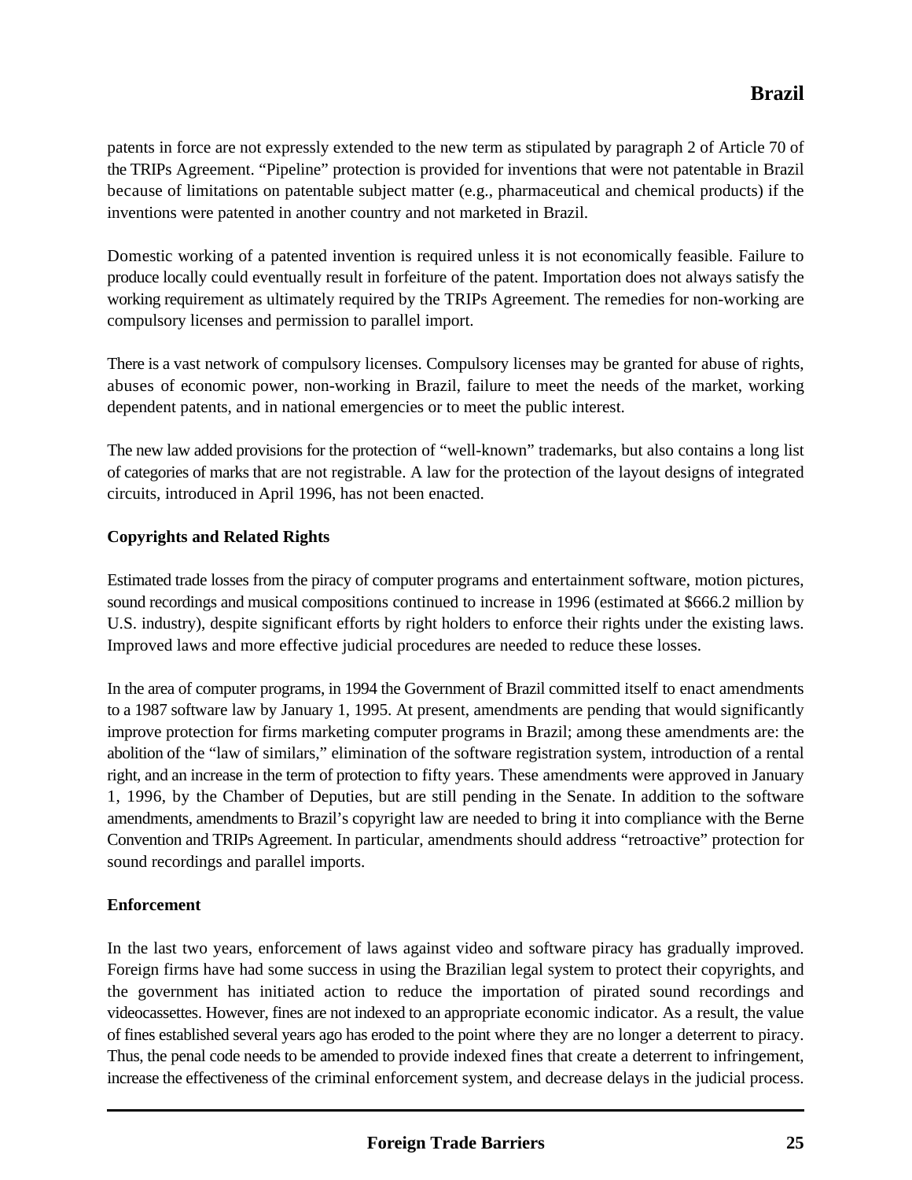patents in force are not expressly extended to the new term as stipulated by paragraph 2 of Article 70 of the TRIPs Agreement. "Pipeline" protection is provided for inventions that were not patentable in Brazil because of limitations on patentable subject matter (e.g., pharmaceutical and chemical products) if the inventions were patented in another country and not marketed in Brazil.

Domestic working of a patented invention is required unless it is not economically feasible. Failure to produce locally could eventually result in forfeiture of the patent. Importation does not always satisfy the working requirement as ultimately required by the TRIPs Agreement. The remedies for non-working are compulsory licenses and permission to parallel import.

There is a vast network of compulsory licenses. Compulsory licenses may be granted for abuse of rights, abuses of economic power, non-working in Brazil, failure to meet the needs of the market, working dependent patents, and in national emergencies or to meet the public interest.

The new law added provisions for the protection of "well-known" trademarks, but also contains a long list of categories of marks that are not registrable. A law for the protection of the layout designs of integrated circuits, introduced in April 1996, has not been enacted.

**Copyrights and Related Rights**

Estimated trade losses from the piracy of computer programs and entertainment software, motion pictures, sound recordings and musical compositions continued to increase in 1996 (estimated at $666.2 million by U.S. industry), despite significant efforts by right holders to enforce their rights under the existing laws. Improved laws and more effective judicial procedures are needed to reduce these losses.

In the area of computer programs, in 1994 the Government of Brazil committed itself to enact amendments to a 1987 software law by January 1, 1995. At present, amendments are pending that would significantly improve protection for firms marketing computer programs in Brazil; among these amendments are: the abolition of the "law of similars," elimination of the software registration system, introduction of a rental right, and an increase in the term of protection to fifty years. These amendments were approved in January 1, 1996, by the Chamber of Deputies, but are still pending in the Senate. In addition to the software amendments, amendments to Brazil's copyright law are needed to bring it into compliance with the Berne Convention and TRIPs Agreement. In particular, amendments should address "retroactive" protection for sound recordings and parallel imports.

**Enforcement**

In the last two years, enforcement of laws against video and software piracy has gradually improved. Foreign firms have had some success in using the Brazilian legal system to protect their copyrights, and the government has initiated action to reduce the importation of pirated sound recordings and videocassettes. However, fines are not indexed to an appropriate economic indicator. As a result, the value of fines established several years ago has eroded to the point where they are no longer a deterrent to piracy. Thus, the penal code needs to be amended to provide indexed fines that create a deterrent to infringement, increase the effectiveness of the criminal enforcement system, and decrease delays in the judicial process.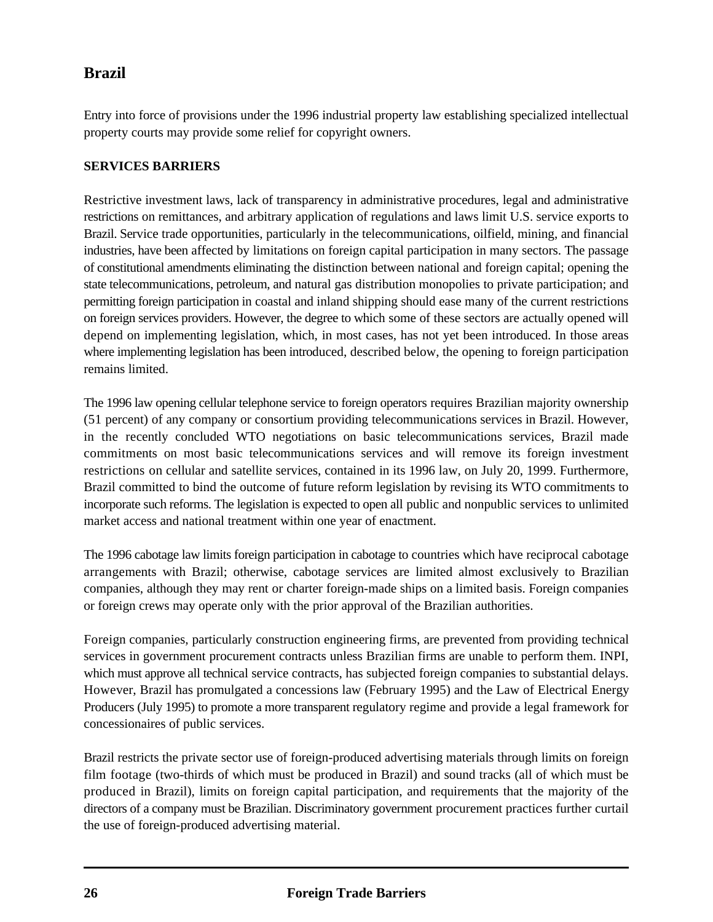# Brazil

Entry into force of provisions under the 1996 industrial property law establishing specialized intellectual property courts may provide some relief for copyright owners.

## SERVICES BARRIERS

Restrictive investment laws, lack of transparency in administrative procedures, legal and administrative restrictions on remittances, and arbitrary application of regulations and laws limit U.S. service exports to Brazil. Service trade opportunities, particularly in the telecommunications, oilfield, mining, and financial industries, have been affected by limitations on foreign capital participation in many sectors. The passage of constitutional amendments eliminating the distinction between national and foreign capital; opening the state telecommunications, petroleum, and natural gas distribution monopolies to private participation; and permitting foreign participation in coastal and inland shipping should ease many of the current restrictions on foreign services providers. However, the degree to which some of these sectors are actually opened will depend on implementing legislation, which, in most cases, has not yet been introduced. In those areas where implementing legislation has been introduced, described below, the opening to foreign participation remains limited.

The 1996 law opening cellular telephone service to foreign operators requires Brazilian majority ownership (51 percent) of any company or consortium providing telecommunications services in Brazil. However, in the recently concluded WTO negotiations on basic telecommunications services, Brazil made commitments on most basic telecommunications services and will remove its foreign investment restrictions on cellular and satellite services, contained in its 1996 law, on July 20, 1999. Furthermore, Brazil committed to bind the outcome of future reform legislation by revising its WTO commitments to incorporate such reforms. The legislation is expected to open all public and nonpublic services to unlimited market access and national treatment within one year of enactment.

The 1996 cabotage law limits foreign participation in cabotage to countries which have reciprocal cabotage arrangements with Brazil; otherwise, cabotage services are limited almost exclusively to Brazilian companies, although they may rent or charter foreign-made ships on a limited basis. Foreign companies or foreign crews may operate only with the prior approval of the Brazilian authorities.

Foreign companies, particularly construction engineering firms, are prevented from providing technical services in government procurement contracts unless Brazilian firms are unable to perform them. INPI, which must approve all technical service contracts, has subjected foreign companies to substantial delays. However, Brazil has promulgated a concessions law (February 1995) and the Law of Electrical Energy Producers (July 1995) to promote a more transparent regulatory regime and provide a legal framework for concessionaires of public services.

Brazil restricts the private sector use of foreign-produced advertising materials through limits on foreign film footage (two-thirds of which must be produced in Brazil) and sound tracks (all of which must be produced in Brazil), limits on foreign capital participation, and requirements that the majority of the directors of a company must be Brazilian. Discriminatory government procurement practices further curtail the use of foreign-produced advertising material.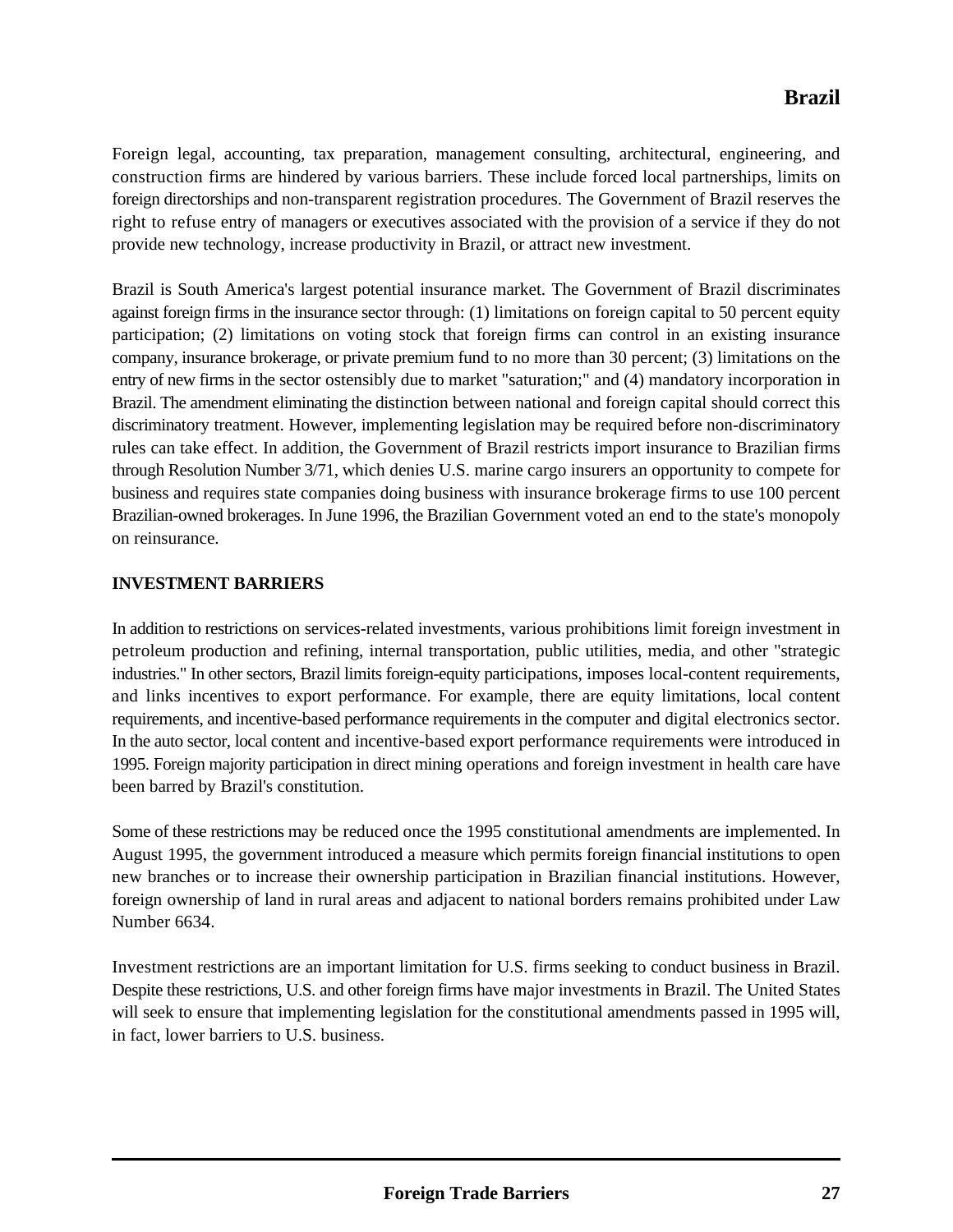Foreign legal, accounting, tax preparation, management consulting, architectural, engineering, and construction firms are hindered by various barriers. These include forced local partnerships, limits on foreign directorships and non-transparent registration procedures. The Government of Brazil reserves the right to refuse entry of managers or executives associated with the provision of a service if they do not provide new technology, increase productivity in Brazil, or attract new investment.

Brazil is South America's largest potential insurance market. The Government of Brazil discriminates against foreign firms in the insurance sector through: (1) limitations on foreign capital to 50 percent equity participation; (2) limitations on voting stock that foreign firms can control in an existing insurance company, insurance brokerage, or private premium fund to no more than 30 percent; (3) limitations on the entry of new firms in the sector ostensibly due to market "saturation;" and (4) mandatory incorporation in Brazil. The amendment eliminating the distinction between national and foreign capital should correct this discriminatory treatment. However, implementing legislation may be required before non-discriminatory rules can take effect. In addition, the Government of Brazil restricts import insurance to Brazilian firms through Resolution Number 3/71, which denies U.S. marine cargo insurers an opportunity to compete for business and requires state companies doing business with insurance brokerage firms to use 100 percent Brazilian-owned brokerages. In June 1996, the Brazilian Government voted an end to the state's monopoly on reinsurance.

**INVESTMENT BARRIERS**

In addition to restrictions on services-related investments, various prohibitions limit foreign investment in petroleum production and refining, internal transportation, public utilities, media, and other "strategic industries." In other sectors, Brazil limits foreign-equity participations, imposes local-content requirements, and links incentives to export performance. For example, there are equity limitations, local content requirements, and incentive-based performance requirements in the computer and digital electronics sector. In the auto sector, local content and incentive-based export performance requirements were introduced in 1995. Foreign majority participation in direct mining operations and foreign investment in health care have been barred by Brazil's constitution.

Some of these restrictions may be reduced once the 1995 constitutional amendments are implemented. In August 1995, the government introduced a measure which permits foreign financial institutions to open new branches or to increase their ownership participation in Brazilian financial institutions. However, foreign ownership of land in rural areas and adjacent to national borders remains prohibited under Law Number 6634.

Investment restrictions are an important limitation for U.S. firms seeking to conduct business in Brazil. Despite these restrictions, U.S. and other foreign firms have major investments in Brazil. The United States will seek to ensure that implementing legislation for the constitutional amendments passed in 1995 will, in fact, lower barriers to U.S. business.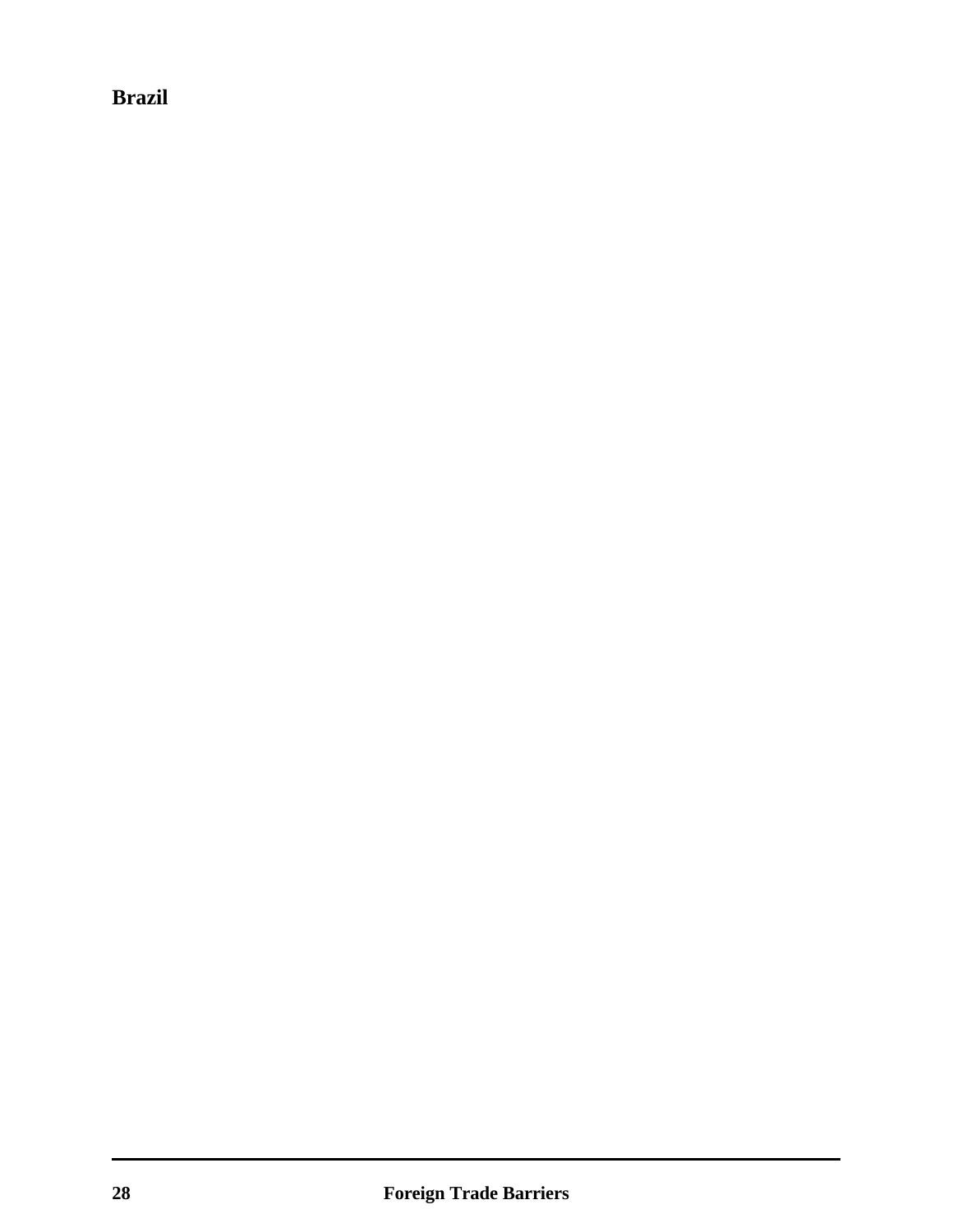## Brazil